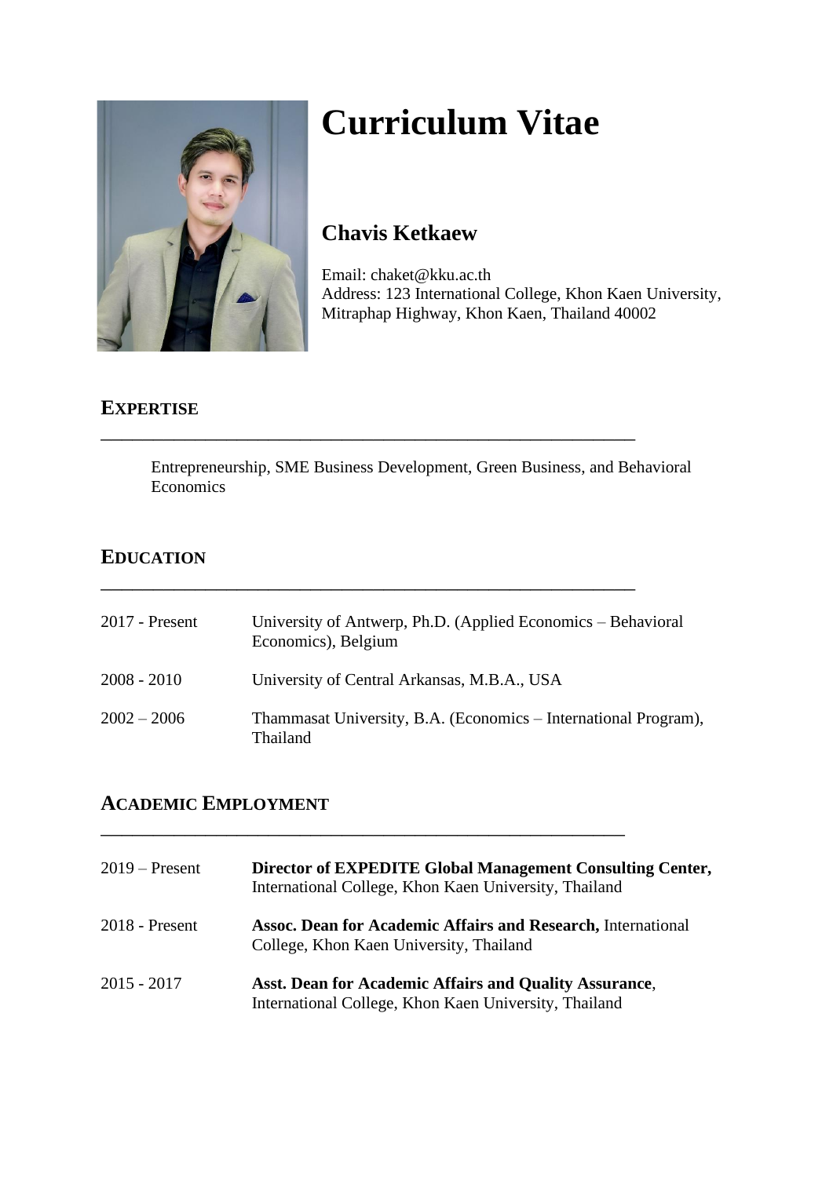# Curriculum Vitae

## Chavis Ketkaew

Email: chaket@kku.ac.th
Address: 123 International College, Khon Kaen University, Mitraphap Highway, Khon Kaen, Thailand 40002

## EXPERTISE

Entrepreneurship, SME Business Development, Green Business, and Behavioral Economics

## EDUCATION

| | |
|---|---|
| 2017 - Present | University of Antwerp, Ph.D. (Applied Economics – Behavioral Economics), Belgium |
| 2008 - 2010 | University of Central Arkansas, M.B.A., USA |
| 2002 – 2006 | Thammasat University, B.A. (Economics – International Program), Thailand |

## ACADEMIC EMPLOYMENT

| | |
|---|---|
| 2019 – Present | **Director of EXPEDITE Global Management Consulting Center,** International College, Khon Kaen University, Thailand |
| 2018 - Present | **Assoc. Dean for Academic Affairs and Research,** International College, Khon Kaen University, Thailand |
| 2015 - 2017 | **Asst. Dean for Academic Affairs and Quality Assurance**, International College, Khon Kaen University, Thailand |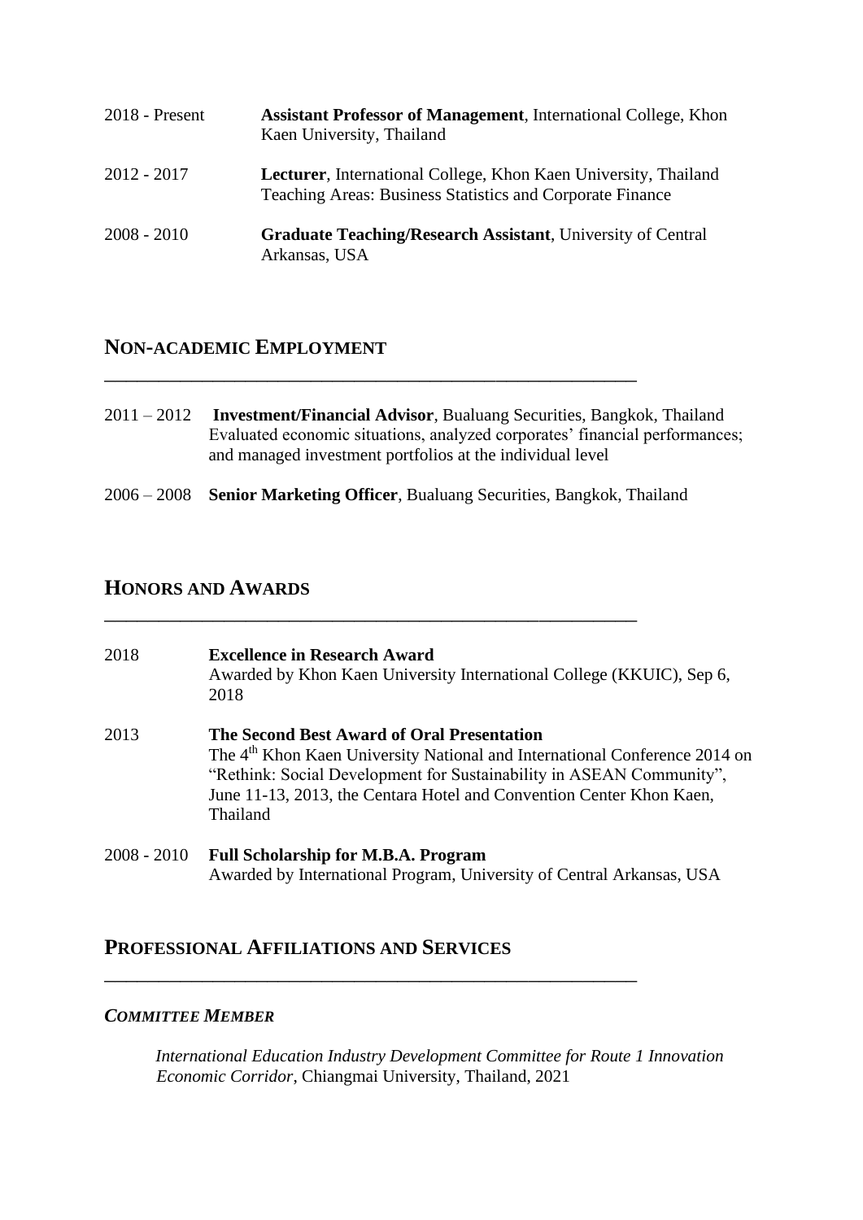2018 - Present **Assistant Professor of Management**, International College, Khon Kaen University, Thailand

2012 - 2017 **Lecturer**, International College, Khon Kaen University, Thailand
Teaching Areas: Business Statistics and Corporate Finance

2008 - 2010 **Graduate Teaching/Research Assistant**, University of Central Arkansas, USA

## NON-ACADEMIC EMPLOYMENT

2011 – 2012 **Investment/Financial Advisor**, Bualuang Securities, Bangkok, Thailand
Evaluated economic situations, analyzed corporates' financial performances; and managed investment portfolios at the individual level

2006 – 2008 **Senior Marketing Officer**, Bualuang Securities, Bangkok, Thailand

## HONORS AND AWARDS

2018 **Excellence in Research Award**
Awarded by Khon Kaen University International College (KKUIC), Sep 6, 2018

2013 **The Second Best Award of Oral Presentation**
The 4th Khon Kaen University National and International Conference 2014 on "Rethink: Social Development for Sustainability in ASEAN Community", June 11-13, 2013, the Centara Hotel and Convention Center Khon Kaen, Thailand

2008 - 2010 **Full Scholarship for M.B.A. Program**
Awarded by International Program, University of Central Arkansas, USA

## PROFESSIONAL AFFILIATIONS AND SERVICES

### *COMMITTEE MEMBER*

*International Education Industry Development Committee for Route 1 Innovation Economic Corridor*, Chiangmai University, Thailand, 2021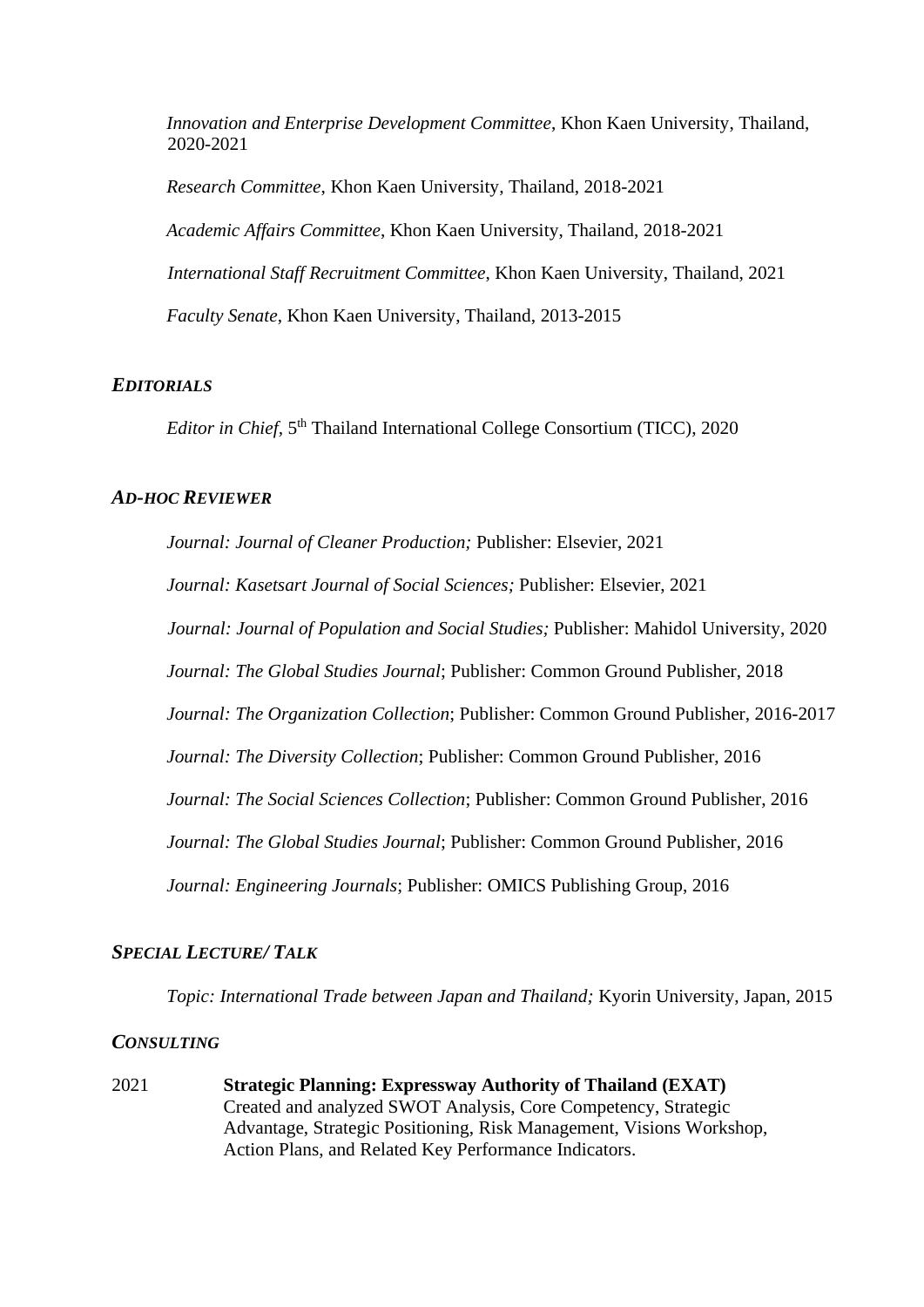*Innovation and Enterprise Development Committee*, Khon Kaen University, Thailand, 2020-2021

*Research Committee*, Khon Kaen University, Thailand, 2018-2021

*Academic Affairs Committee*, Khon Kaen University, Thailand, 2018-2021

*International Staff Recruitment Committee*, Khon Kaen University, Thailand, 2021

*Faculty Senate*, Khon Kaen University, Thailand, 2013-2015

### *EDITORIALS*

*Editor in Chief*, 5th Thailand International College Consortium (TICC), 2020

### *AD-HOC REVIEWER*

*Journal: Journal of Cleaner Production;* Publisher: Elsevier, 2021

*Journal: Kasetsart Journal of Social Sciences;* Publisher: Elsevier, 2021

*Journal: Journal of Population and Social Studies;* Publisher: Mahidol University, 2020

*Journal: The Global Studies Journal*; Publisher: Common Ground Publisher, 2018

*Journal: The Organization Collection*; Publisher: Common Ground Publisher, 2016-2017

*Journal: The Diversity Collection*; Publisher: Common Ground Publisher, 2016

*Journal: The Social Sciences Collection*; Publisher: Common Ground Publisher, 2016

*Journal: The Global Studies Journal*; Publisher: Common Ground Publisher, 2016

*Journal: Engineering Journals*; Publisher: OMICS Publishing Group, 2016

### *SPECIAL LECTURE/ TALK*

*Topic: International Trade between Japan and Thailand;* Kyorin University, Japan, 2015

### *CONSULTING*

2021 **Strategic Planning: Expressway Authority of Thailand (EXAT)**
Created and analyzed SWOT Analysis, Core Competency, Strategic Advantage, Strategic Positioning, Risk Management, Visions Workshop, Action Plans, and Related Key Performance Indicators.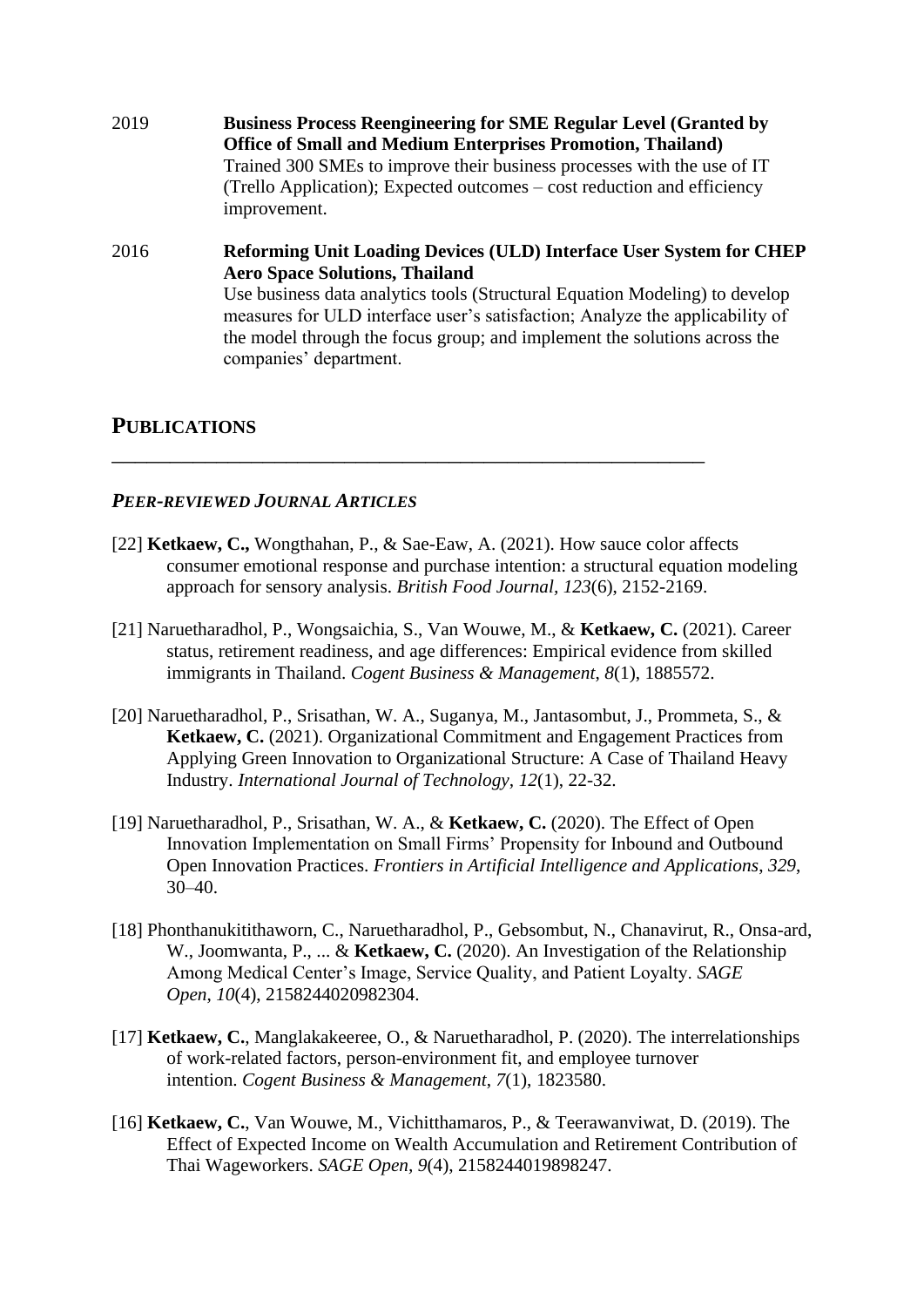2019 **Business Process Reengineering for SME Regular Level (Granted by Office of Small and Medium Enterprises Promotion, Thailand)**
Trained 300 SMEs to improve their business processes with the use of IT (Trello Application); Expected outcomes – cost reduction and efficiency improvement.

2016 **Reforming Unit Loading Devices (ULD) Interface User System for CHEP Aero Space Solutions, Thailand**
Use business data analytics tools (Structural Equation Modeling) to develop measures for ULD interface user's satisfaction; Analyze the applicability of the model through the focus group; and implement the solutions across the companies' department.

## PUBLICATIONS

### *PEER-REVIEWED JOURNAL ARTICLES*

[22] **Ketkaew, C.,** Wongthahan, P., & Sae-Eaw, A. (2021). How sauce color affects consumer emotional response and purchase intention: a structural equation modeling approach for sensory analysis. *British Food Journal*, *123*(6), 2152-2169.

[21] Naruetharadhol, P., Wongsaichia, S., Van Wouwe, M., & **Ketkaew, C.** (2021). Career status, retirement readiness, and age differences: Empirical evidence from skilled immigrants in Thailand. *Cogent Business & Management*, *8*(1), 1885572.

[20] Naruetharadhol, P., Srisathan, W. A., Suganya, M., Jantasombut, J., Prommeta, S., & **Ketkaew, C.** (2021). Organizational Commitment and Engagement Practices from Applying Green Innovation to Organizational Structure: A Case of Thailand Heavy Industry. *International Journal of Technology*, *12*(1), 22-32.

[19] Naruetharadhol, P., Srisathan, W. A., & **Ketkaew, C.** (2020). The Effect of Open Innovation Implementation on Small Firms' Propensity for Inbound and Outbound Open Innovation Practices. *Frontiers in Artificial Intelligence and Applications*, *329*, 30–40.

[18] Phonthanukitithaworn, C., Naruetharadhol, P., Gebsombut, N., Chanavirut, R., Onsa-ard, W., Joomwanta, P., ... & **Ketkaew, C.** (2020). An Investigation of the Relationship Among Medical Center's Image, Service Quality, and Patient Loyalty. *SAGE Open*, *10*(4), 2158244020982304.

[17] **Ketkaew, C.**, Manglakakeeree, O., & Naruetharadhol, P. (2020). The interrelationships of work-related factors, person-environment fit, and employee turnover intention. *Cogent Business & Management*, *7*(1), 1823580.

[16] **Ketkaew, C.**, Van Wouwe, M., Vichitthamaros, P., & Teerawanviwat, D. (2019). The Effect of Expected Income on Wealth Accumulation and Retirement Contribution of Thai Wageworkers. *SAGE Open, 9*(4), 2158244019898247.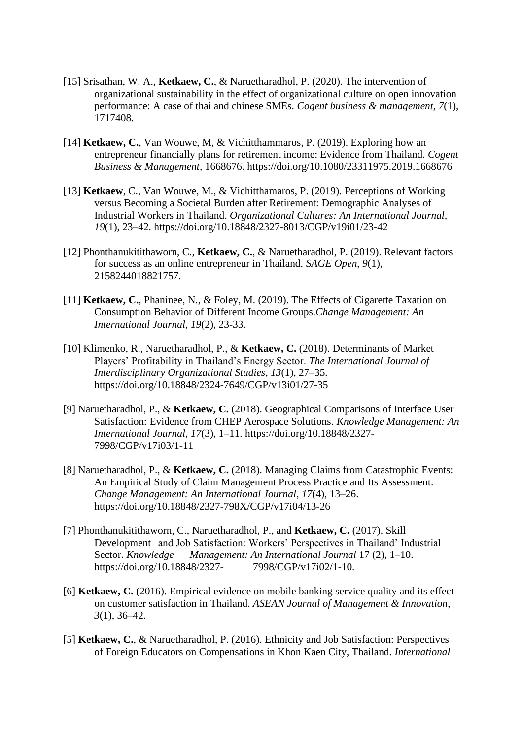[15] Srisathan, W. A., **Ketkaew, C.**, & Naruetharadhol, P. (2020). The intervention of organizational sustainability in the effect of organizational culture on open innovation performance: A case of thai and chinese SMEs. *Cogent business & management*, *7*(1), 1717408.

[14] **Ketkaew, C.**, Van Wouwe, M, & Vichitthammaros, P. (2019). Exploring how an entrepreneur financially plans for retirement income: Evidence from Thailand. *Cogent Business & Management,* 1668676. https://doi.org/10.1080/23311975.2019.1668676

[13] **Ketkaew**, C., Van Wouwe, M., & Vichitthamaros, P. (2019). Perceptions of Working versus Becoming a Societal Burden after Retirement: Demographic Analyses of Industrial Workers in Thailand. *Organizational Cultures: An International Journal*, *19*(1), 23–42. https://doi.org/10.18848/2327-8013/CGP/v19i01/23-42

[12] Phonthanukitithaworn, C., **Ketkaew, C.**, & Naruetharadhol, P. (2019). Relevant factors for success as an online entrepreneur in Thailand. *SAGE Open*, *9*(1), 2158244018821757.

[11] **Ketkaew, C.**, Phaninee, N., & Foley, M. (2019). The Effects of Cigarette Taxation on Consumption Behavior of Different Income Groups.*Change Management: An International Journal*, *19*(2), 23-33.

[10] Klimenko, R., Naruetharadhol, P., & **Ketkaew, C.** (2018). Determinants of Market Players' Profitability in Thailand's Energy Sector. *The International Journal of Interdisciplinary Organizational Studies*, *13*(1), 27–35. https://doi.org/10.18848/2324-7649/CGP/v13i01/27-35

[9] Naruetharadhol, P., & **Ketkaew, C.** (2018). Geographical Comparisons of Interface User Satisfaction: Evidence from CHEP Aerospace Solutions. *Knowledge Management: An International Journal*, *17*(3), 1–11. https://doi.org/10.18848/2327-7998/CGP/v17i03/1-11

[8] Naruetharadhol, P., & **Ketkaew, C.** (2018). Managing Claims from Catastrophic Events: An Empirical Study of Claim Management Process Practice and Its Assessment. *Change Management: An International Journal*, *17*(4), 13–26. https://doi.org/10.18848/2327-798X/CGP/v17i04/13-26

[7] Phonthanukitithaworn, C., Naruetharadhol, P., and **Ketkaew, C.** (2017). Skill Development and Job Satisfaction: Workers' Perspectives in Thailand' Industrial Sector. *Knowledge Management: An International Journal* 17 (2), 1–10. https://doi.org/10.18848/2327- 7998/CGP/v17i02/1-10.

[6] **Ketkaew, C.** (2016). Empirical evidence on mobile banking service quality and its effect on customer satisfaction in Thailand. *ASEAN Journal of Management & Innovation*, *3*(1), 36–42.

[5] **Ketkaew, C.**, & Naruetharadhol, P. (2016). Ethnicity and Job Satisfaction: Perspectives of Foreign Educators on Compensations in Khon Kaen City, Thailand. *International*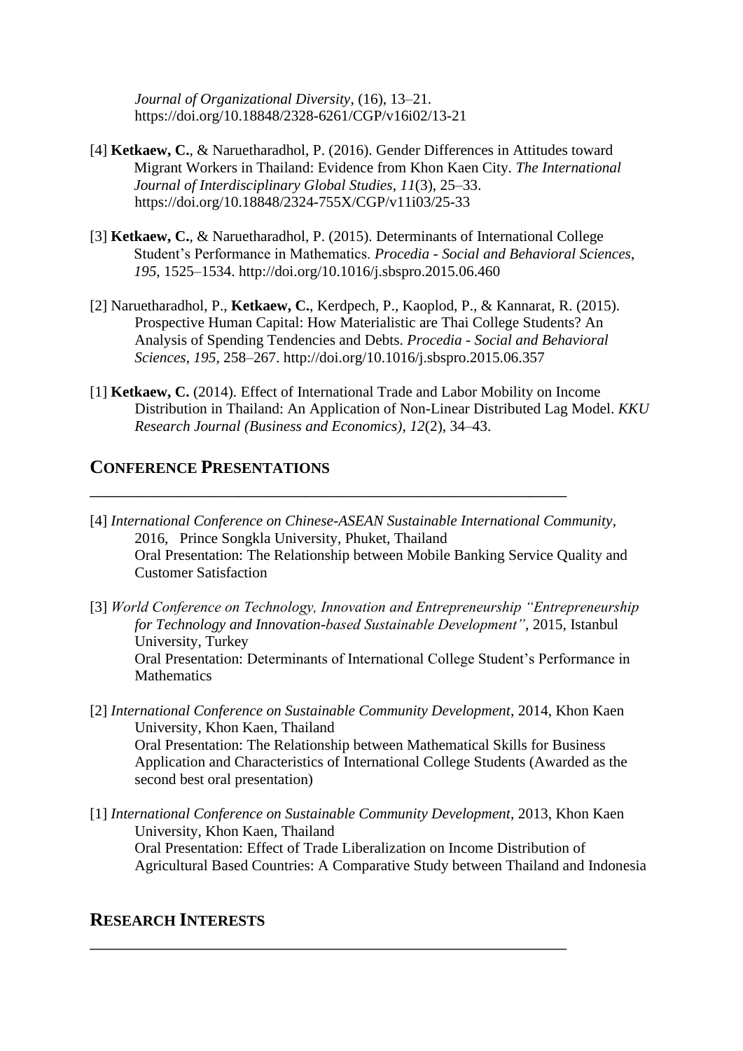*Journal of Organizational Diversity*, (16), 13–21. https://doi.org/10.18848/2328-6261/CGP/v16i02/13-21

[4] **Ketkaew, C.**, & Naruetharadhol, P. (2016). Gender Differences in Attitudes toward Migrant Workers in Thailand: Evidence from Khon Kaen City. *The International Journal of Interdisciplinary Global Studies*, *11*(3), 25–33. https://doi.org/10.18848/2324-755X/CGP/v11i03/25-33

[3] **Ketkaew, C.**, & Naruetharadhol, P. (2015). Determinants of International College Student's Performance in Mathematics. *Procedia - Social and Behavioral Sciences*, *195*, 1525–1534. http://doi.org/10.1016/j.sbspro.2015.06.460

[2] Naruetharadhol, P., **Ketkaew, C.**, Kerdpech, P., Kaoplod, P., & Kannarat, R. (2015). Prospective Human Capital: How Materialistic are Thai College Students? An Analysis of Spending Tendencies and Debts. *Procedia - Social and Behavioral Sciences*, *195*, 258–267. http://doi.org/10.1016/j.sbspro.2015.06.357

[1] **Ketkaew, C.** (2014). Effect of International Trade and Labor Mobility on Income Distribution in Thailand: An Application of Non-Linear Distributed Lag Model. *KKU Research Journal (Business and Economics)*, *12*(2), 34–43.

## CONFERENCE PRESENTATIONS

[4] *International Conference on Chinese-ASEAN Sustainable International Community*, 2016, Prince Songkla University, Phuket, Thailand
Oral Presentation: The Relationship between Mobile Banking Service Quality and Customer Satisfaction

[3] *World Conference on Technology, Innovation and Entrepreneurship "Entrepreneurship for Technology and Innovation-based Sustainable Development"*, 2015, Istanbul University, Turkey
Oral Presentation: Determinants of International College Student's Performance in Mathematics

[2] *International Conference on Sustainable Community Development*, 2014, Khon Kaen University, Khon Kaen, Thailand
Oral Presentation: The Relationship between Mathematical Skills for Business Application and Characteristics of International College Students (Awarded as the second best oral presentation)

[1] *International Conference on Sustainable Community Development*, 2013, Khon Kaen University, Khon Kaen, Thailand
Oral Presentation: Effect of Trade Liberalization on Income Distribution of Agricultural Based Countries: A Comparative Study between Thailand and Indonesia

## RESEARCH INTERESTS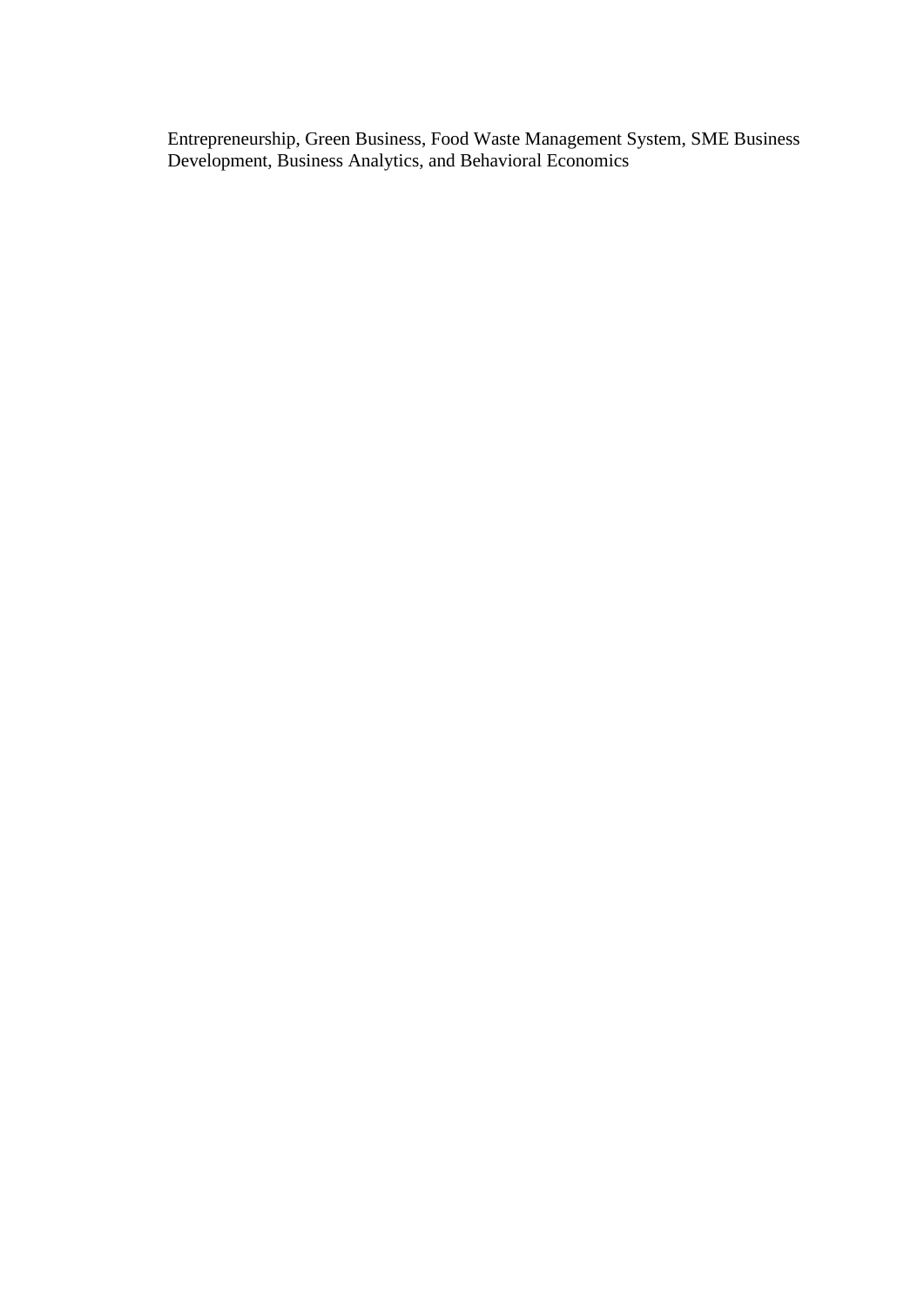Entrepreneurship, Green Business, Food Waste Management System, SME Business Development, Business Analytics, and Behavioral Economics